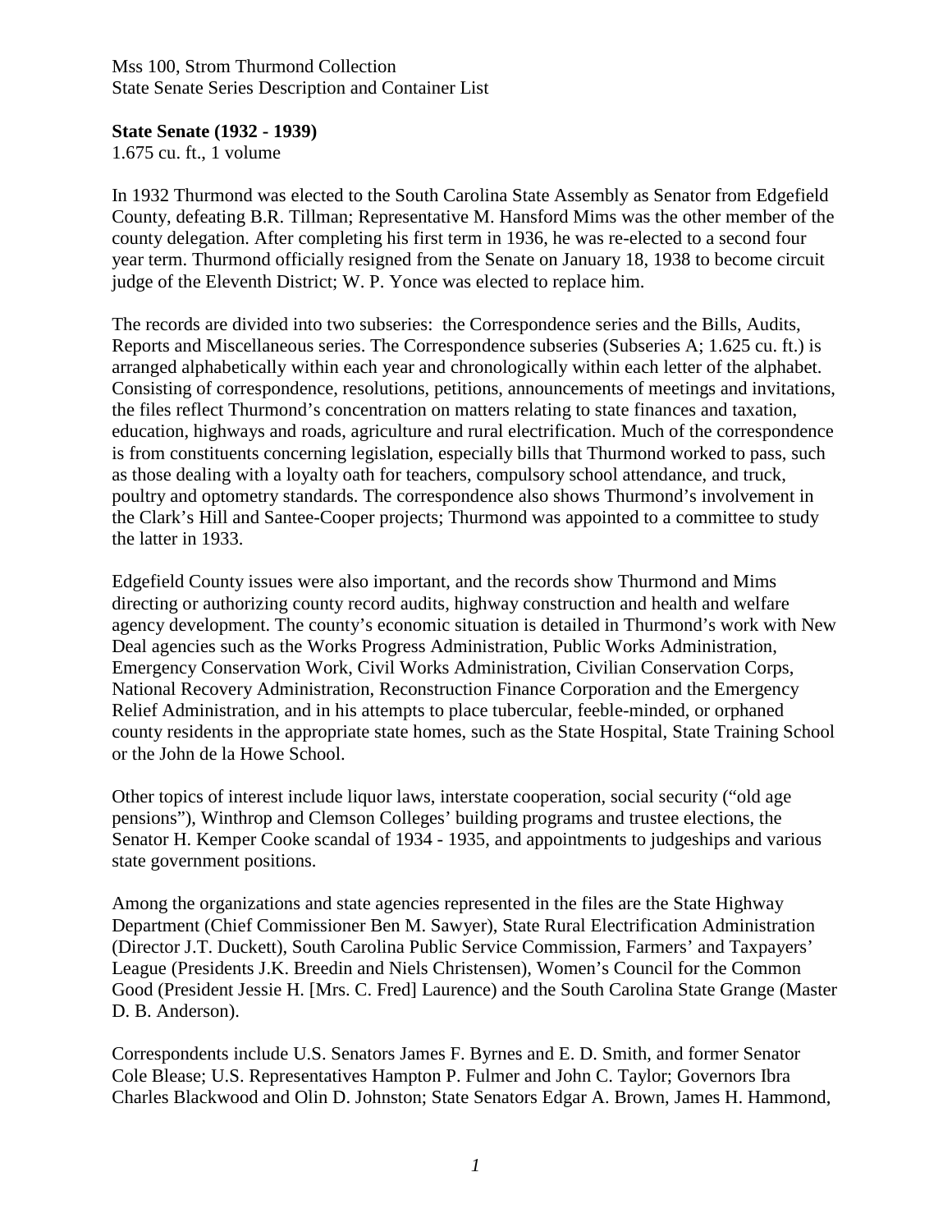Mss 100, Strom Thurmond Collection
State Senate Series Description and Container List

**State Senate (1932 - 1939)**
1.675 cu. ft., 1 volume

In 1932 Thurmond was elected to the South Carolina State Assembly as Senator from Edgefield County, defeating B.R. Tillman; Representative M. Hansford Mims was the other member of the county delegation. After completing his first term in 1936, he was re-elected to a second four year term. Thurmond officially resigned from the Senate on January 18, 1938 to become circuit judge of the Eleventh District; W. P. Yonce was elected to replace him.

The records are divided into two subseries: the Correspondence series and the Bills, Audits, Reports and Miscellaneous series. The Correspondence subseries (Subseries A; 1.625 cu. ft.) is arranged alphabetically within each year and chronologically within each letter of the alphabet. Consisting of correspondence, resolutions, petitions, announcements of meetings and invitations, the files reflect Thurmond's concentration on matters relating to state finances and taxation, education, highways and roads, agriculture and rural electrification. Much of the correspondence is from constituents concerning legislation, especially bills that Thurmond worked to pass, such as those dealing with a loyalty oath for teachers, compulsory school attendance, and truck, poultry and optometry standards. The correspondence also shows Thurmond's involvement in the Clark's Hill and Santee-Cooper projects; Thurmond was appointed to a committee to study the latter in 1933.

Edgefield County issues were also important, and the records show Thurmond and Mims directing or authorizing county record audits, highway construction and health and welfare agency development. The county's economic situation is detailed in Thurmond's work with New Deal agencies such as the Works Progress Administration, Public Works Administration, Emergency Conservation Work, Civil Works Administration, Civilian Conservation Corps, National Recovery Administration, Reconstruction Finance Corporation and the Emergency Relief Administration, and in his attempts to place tubercular, feeble-minded, or orphaned county residents in the appropriate state homes, such as the State Hospital, State Training School or the John de la Howe School.

Other topics of interest include liquor laws, interstate cooperation, social security ("old age pensions"), Winthrop and Clemson Colleges' building programs and trustee elections, the Senator H. Kemper Cooke scandal of 1934 - 1935, and appointments to judgeships and various state government positions.

Among the organizations and state agencies represented in the files are the State Highway Department (Chief Commissioner Ben M. Sawyer), State Rural Electrification Administration (Director J.T. Duckett), South Carolina Public Service Commission, Farmers' and Taxpayers' League (Presidents J.K. Breedin and Niels Christensen), Women's Council for the Common Good (President Jessie H. [Mrs. C. Fred] Laurence) and the South Carolina State Grange (Master D. B. Anderson).

Correspondents include U.S. Senators James F. Byrnes and E. D. Smith, and former Senator Cole Blease; U.S. Representatives Hampton P. Fulmer and John C. Taylor; Governors Ibra Charles Blackwood and Olin D. Johnston; State Senators Edgar A. Brown, James H. Hammond,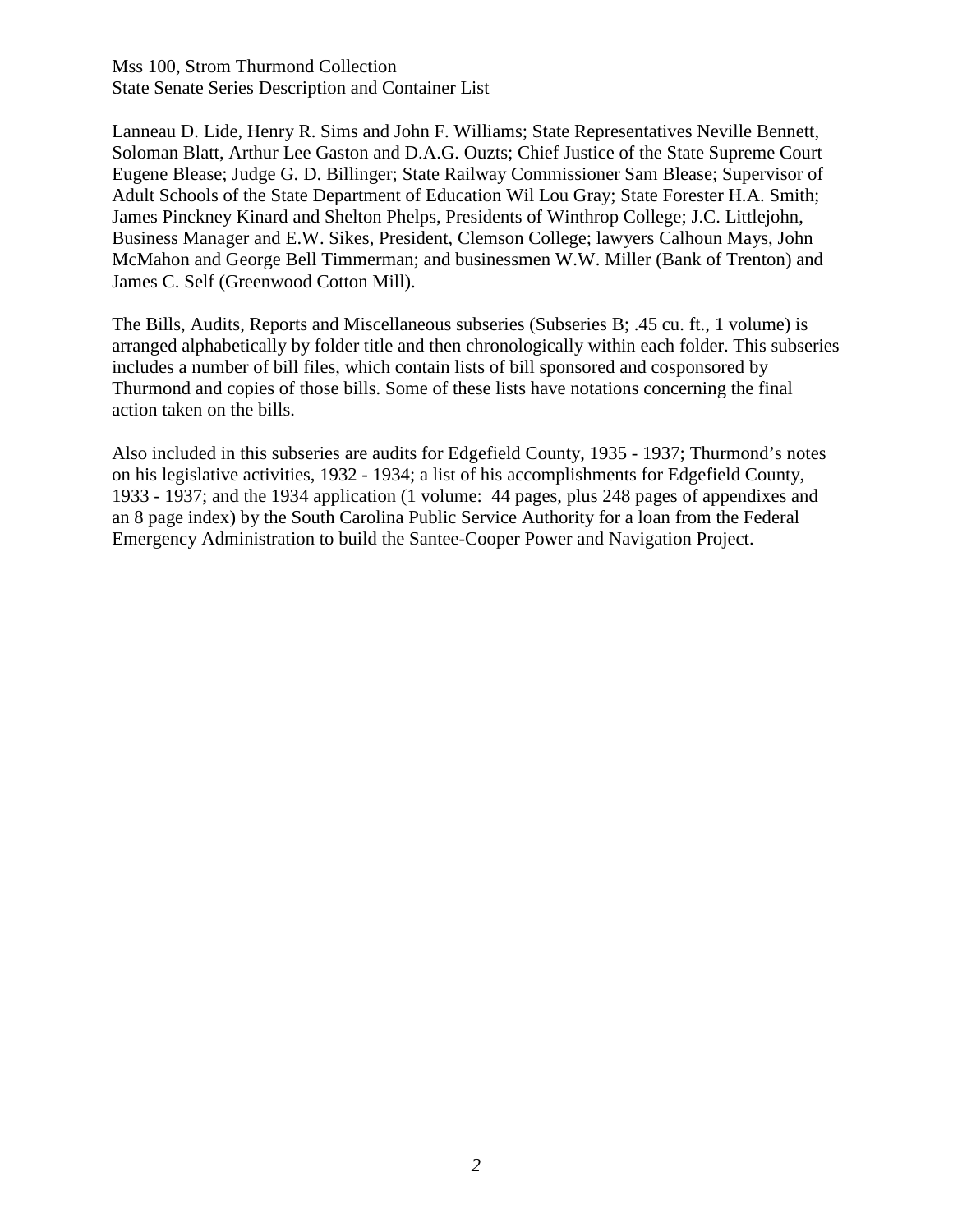Lanneau D. Lide, Henry R. Sims and John F. Williams; State Representatives Neville Bennett, Soloman Blatt, Arthur Lee Gaston and D.A.G. Ouzts; Chief Justice of the State Supreme Court Eugene Blease; Judge G. D. Billinger; State Railway Commissioner Sam Blease; Supervisor of Adult Schools of the State Department of Education Wil Lou Gray; State Forester H.A. Smith; James Pinckney Kinard and Shelton Phelps, Presidents of Winthrop College; J.C. Littlejohn, Business Manager and E.W. Sikes, President, Clemson College; lawyers Calhoun Mays, John McMahon and George Bell Timmerman; and businessmen W.W. Miller (Bank of Trenton) and James C. Self (Greenwood Cotton Mill).

The Bills, Audits, Reports and Miscellaneous subseries (Subseries B; .45 cu. ft., 1 volume) is arranged alphabetically by folder title and then chronologically within each folder. This subseries includes a number of bill files, which contain lists of bill sponsored and cosponsored by Thurmond and copies of those bills. Some of these lists have notations concerning the final action taken on the bills.

Also included in this subseries are audits for Edgefield County, 1935 - 1937; Thurmond's notes on his legislative activities, 1932 - 1934; a list of his accomplishments for Edgefield County, 1933 - 1937; and the 1934 application (1 volume: 44 pages, plus 248 pages of appendixes and an 8 page index) by the South Carolina Public Service Authority for a loan from the Federal Emergency Administration to build the Santee-Cooper Power and Navigation Project.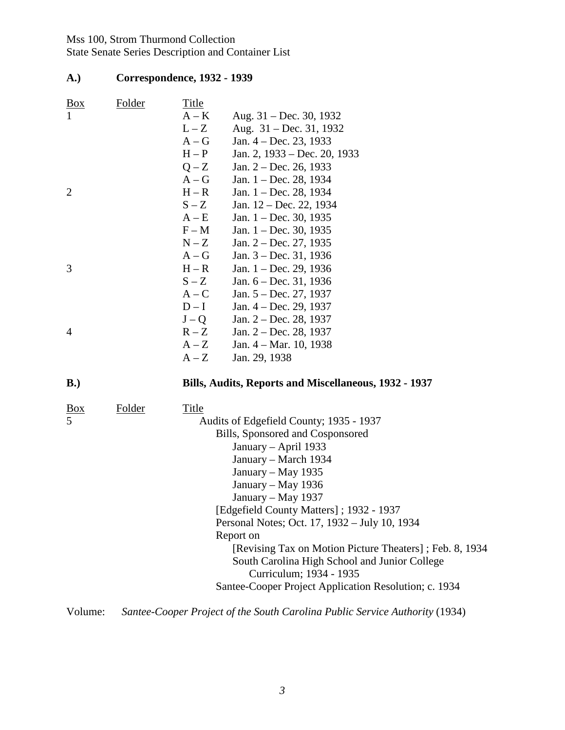Mss 100, Strom Thurmond Collection
State Senate Series Description and Container List

## A.) Correspondence, 1932 - 1939

| Box | Folder | Title | |
|---|---|---|---|
| 1 | | A – K | Aug. 31 – Dec. 30, 1932 |
| | | L – Z | Aug. 31 – Dec. 31, 1932 |
| | | A – G | Jan. 4 – Dec. 23, 1933 |
| | | H – P | Jan. 2, 1933 – Dec. 20, 1933 |
| | | Q – Z | Jan. 2 – Dec. 26, 1933 |
| | | A – G | Jan. 1 – Dec. 28, 1934 |
| 2 | | H – R | Jan. 1 – Dec. 28, 1934 |
| | | S – Z | Jan. 12 – Dec. 22, 1934 |
| | | A – E | Jan. 1 – Dec. 30, 1935 |
| | | F – M | Jan. 1 – Dec. 30, 1935 |
| | | N – Z | Jan. 2 – Dec. 27, 1935 |
| | | A – G | Jan. 3 – Dec. 31, 1936 |
| 3 | | H – R | Jan. 1 – Dec. 29, 1936 |
| | | S – Z | Jan. 6 – Dec. 31, 1936 |
| | | A – C | Jan. 5 – Dec. 27, 1937 |
| | | D – I | Jan. 4 – Dec. 29, 1937 |
| | | J – Q | Jan. 2 – Dec. 28, 1937 |
| 4 | | R – Z | Jan. 2 – Dec. 28, 1937 |
| | | A – Z | Jan. 4 – Mar. 10, 1938 |
| | | A – Z | Jan. 29, 1938 |

## B.) Bills, Audits, Reports and Miscellaneous, 1932 - 1937

| Box | Folder | Title |
|---|---|---|
| 5 | | Audits of Edgefield County; 1935 - 1937 |
| | | Bills, Sponsored and Cosponsored |
| | | January – April 1933 |
| | | January – March 1934 |
| | | January – May 1935 |
| | | January – May 1936 |
| | | January – May 1937 |
| | | [Edgefield County Matters] ; 1932 - 1937 |
| | | Personal Notes; Oct. 17, 1932 – July 10, 1934 |
| | | Report on |
| | | [Revising Tax on Motion Picture Theaters] ; Feb. 8, 1934 |
| | | South Carolina High School and Junior College Curriculum; 1934 - 1935 |
| | | Santee-Cooper Project Application Resolution; c. 1934 |

Volume: *Santee-Cooper Project of the South Carolina Public Service Authority* (1934)